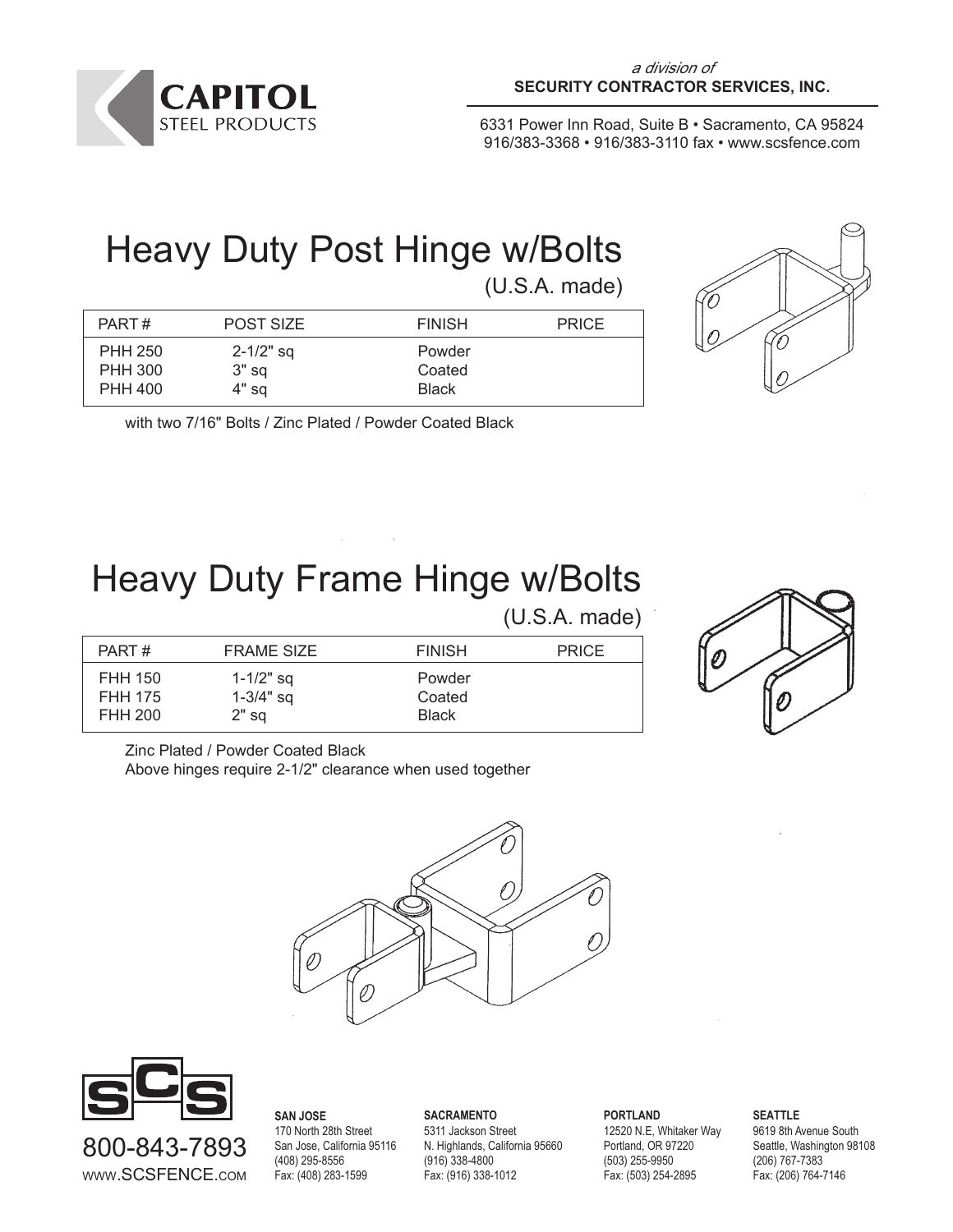# CAPITOL STEEL PRODUCTS

*a division of*
**SECURITY CONTRACTOR SERVICES, INC.**

6331 Power Inn Road, Suite B • Sacramento, CA 95824
916/383-3368 • 916/383-3110 fax • www.scsfence.com

## Heavy Duty Post Hinge w/Bolts

(U.S.A. made)

| PART # | POST SIZE | FINISH | PRICE |
|---|---|---|---|
| PHH 250 | 2-1/2" sq | Powder | |
| PHH 300 | 3" sq | Coated | |
| PHH 400 | 4" sq | Black | |

with two 7/16" Bolts / Zinc Plated / Powder Coated Black

## Heavy Duty Frame Hinge w/Bolts

(U.S.A. made)

| PART # | FRAME SIZE | FINISH | PRICE |
|---|---|---|---|
| FHH 150 | 1-1/2" sq | Powder | |
| FHH 175 | 1-3/4" sq | Coated | |
| FHH 200 | 2" sq | Black | |

Zinc Plated / Powder Coated Black
Above hinges require 2-1/2" clearance when used together

SCS

800-843-7893
www.SCSFENCE.com

**SAN JOSE**
170 North 28th Street
San Jose, California 95116
(408) 295-8556
Fax: (408) 283-1599

**SACRAMENTO**
5311 Jackson Street
N. Highlands, California 95660
(916) 338-4800
Fax: (916) 338-1012

**PORTLAND**
12520 N.E, Whitaker Way
Portland, OR 97220
(503) 255-9950
Fax: (503) 254-2895

**SEATTLE**
9619 8th Avenue South
Seattle, Washington 98108
(206) 767-7383
Fax: (206) 764-7146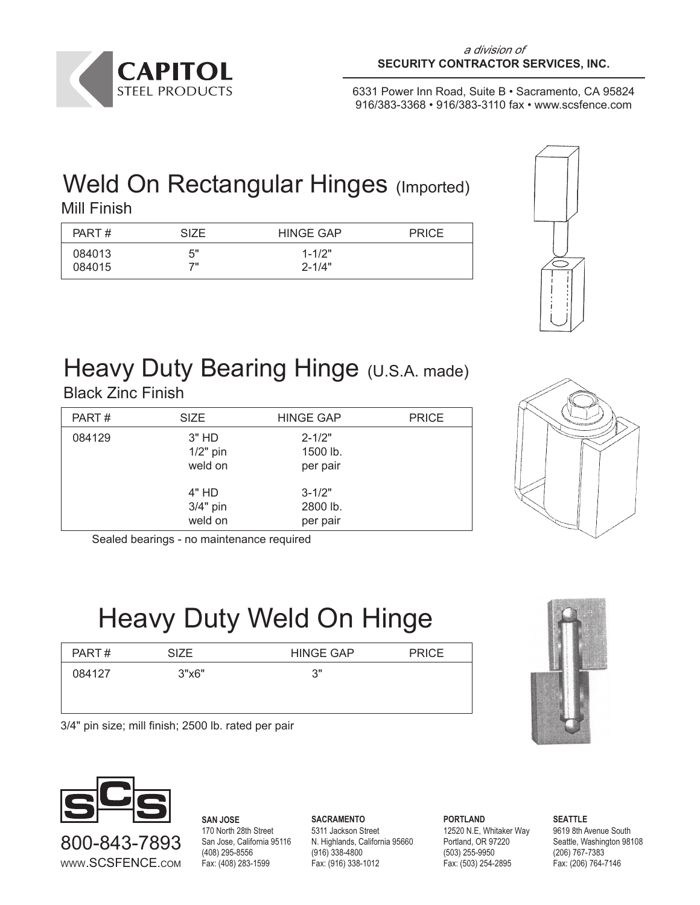CAPITOL STEEL PRODUCTS

*a division of*
**SECURITY CONTRACTOR SERVICES, INC.**

6331 Power Inn Road, Suite B • Sacramento, CA 95824
916/383-3368 • 916/383-3110 fax • www.scsfence.com

# Weld On Rectangular Hinges (Imported)

Mill Finish

| PART # | SIZE | HINGE GAP | PRICE |
|---|---|---|---|
| 084013 | 5" | 1-1/2" | |
| 084015 | 7" | 2-1/4" | |

# Heavy Duty Bearing Hinge (U.S.A. made)

Black Zinc Finish

| PART # | SIZE | HINGE GAP | PRICE |
|---|---|---|---|
| 084129 | 3" HD 1/2" pin weld on | 2-1/2" 1500 lb. per pair | |
| | 4" HD 3/4" pin weld on | 3-1/2" 2800 lb. per pair | |

Sealed bearings - no maintenance required

# Heavy Duty Weld On Hinge

| PART # | SIZE | HINGE GAP | PRICE |
|---|---|---|---|
| 084127 | 3"x6" | 3" | |

3/4" pin size; mill finish; 2500 lb. rated per pair

SCS
800-843-7893
www.SCSFENCE.com

**SAN JOSE**
170 North 28th Street
San Jose, California 95116
(408) 295-8556
Fax: (408) 283-1599

**SACRAMENTO**
5311 Jackson Street
N. Highlands, California 95660
(916) 338-4800
Fax: (916) 338-1012

**PORTLAND**
12520 N.E, Whitaker Way
Portland, OR 97220
(503) 255-9950
Fax: (503) 254-2895

**SEATTLE**
9619 8th Avenue South
Seattle, Washington 98108
(206) 767-7383
Fax: (206) 764-7146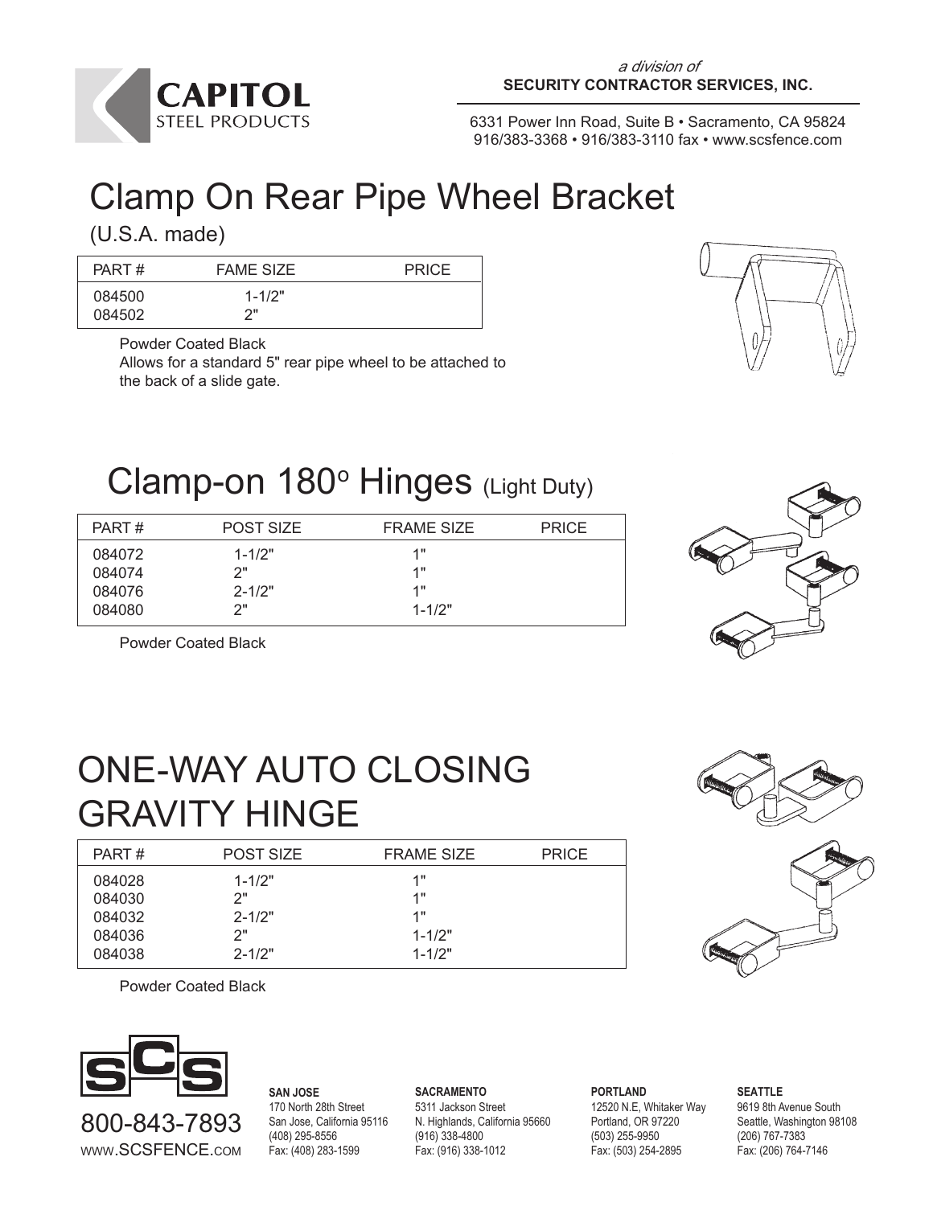**CAPITOL STEEL PRODUCTS**

*a division of*
**SECURITY CONTRACTOR SERVICES, INC.**

6331 Power Inn Road, Suite B • Sacramento, CA 95824
916/383-3368 • 916/383-3110 fax • www.scsfence.com

# Clamp On Rear Pipe Wheel Bracket

(U.S.A. made)

| PART # | FAME SIZE | PRICE |
|---|---|---|
| 084500 | 1-1/2" | |
| 084502 | 2" | |

Powder Coated Black
Allows for a standard 5" rear pipe wheel to be attached to the back of a slide gate.

# Clamp-on 180° Hinges (Light Duty)

| PART # | POST SIZE | FRAME SIZE | PRICE |
|---|---|---|---|
| 084072 | 1-1/2" | 1" | |
| 084074 | 2" | 1" | |
| 084076 | 2-1/2" | 1" | |
| 084080 | 2" | 1-1/2" | |

Powder Coated Black

# ONE-WAY AUTO CLOSING GRAVITY HINGE

| PART # | POST SIZE | FRAME SIZE | PRICE |
|---|---|---|---|
| 084028 | 1-1/2" | 1" | |
| 084030 | 2" | 1" | |
| 084032 | 2-1/2" | 1" | |
| 084036 | 2" | 1-1/2" | |
| 084038 | 2-1/2" | 1-1/2" | |

Powder Coated Black

SCS
800-843-7893
www.SCSFENCE.com

**SAN JOSE**
170 North 28th Street
San Jose, California 95116
(408) 295-8556
Fax: (408) 283-1599

**SACRAMENTO**
5311 Jackson Street
N. Highlands, California 95660
(916) 338-4800
Fax: (916) 338-1012

**PORTLAND**
12520 N.E, Whitaker Way
Portland, OR 97220
(503) 255-9950
Fax: (503) 254-2895

**SEATTLE**
9619 8th Avenue South
Seattle, Washington 98108
(206) 767-7383
Fax: (206) 764-7146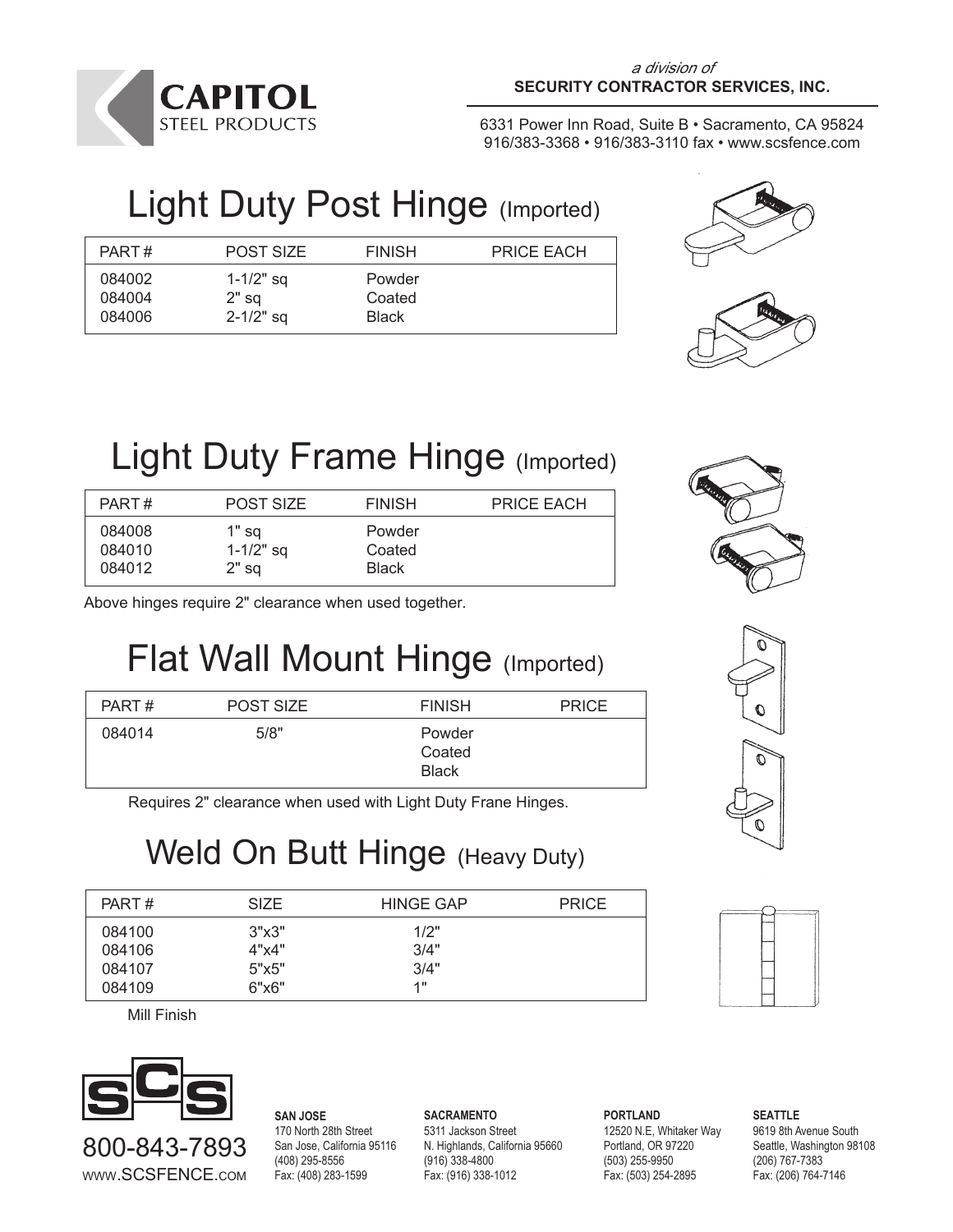# CAPITOL STEEL PRODUCTS

*a division of*
**SECURITY CONTRACTOR SERVICES, INC.**

6331 Power Inn Road, Suite B • Sacramento, CA 95824
916/383-3368 • 916/383-3110 fax • www.scsfence.com

## Light Duty Post Hinge (Imported)

| PART # | POST SIZE | FINISH | PRICE EACH |
| --- | --- | --- | --- |
| 084002 | 1-1/2" sq | Powder | |
| 084004 | 2" sq | Coated | |
| 084006 | 2-1/2" sq | Black | |

## Light Duty Frame Hinge (Imported)

| PART # | POST SIZE | FINISH | PRICE EACH |
| --- | --- | --- | --- |
| 084008 | 1" sq | Powder | |
| 084010 | 1-1/2" sq | Coated | |
| 084012 | 2" sq | Black | |

Above hinges require 2" clearance when used together.

## Flat Wall Mount Hinge (Imported)

| PART # | POST SIZE | FINISH | PRICE |
| --- | --- | --- | --- |
| 084014 | 5/8" | Powder Coated Black | |

Requires 2" clearance when used with Light Duty Frane Hinges.

## Weld On Butt Hinge (Heavy Duty)

| PART # | SIZE | HINGE GAP | PRICE |
| --- | --- | --- | --- |
| 084100 | 3"x3" | 1/2" | |
| 084106 | 4"x4" | 3/4" | |
| 084107 | 5"x5" | 3/4" | |
| 084109 | 6"x6" | 1" | |

Mill Finish

SCS

800-843-7893
www.SCSFENCE.com

**SAN JOSE**
170 North 28th Street
San Jose, California 95116
(408) 295-8556
Fax: (408) 283-1599

**SACRAMENTO**
5311 Jackson Street
N. Highlands, California 95660
(916) 338-4800
Fax: (916) 338-1012

**PORTLAND**
12520 N.E, Whitaker Way
Portland, OR 97220
(503) 255-9950
Fax: (503) 254-2895

**SEATTLE**
9619 8th Avenue South
Seattle, Washington 98108
(206) 767-7383
Fax: (206) 764-7146